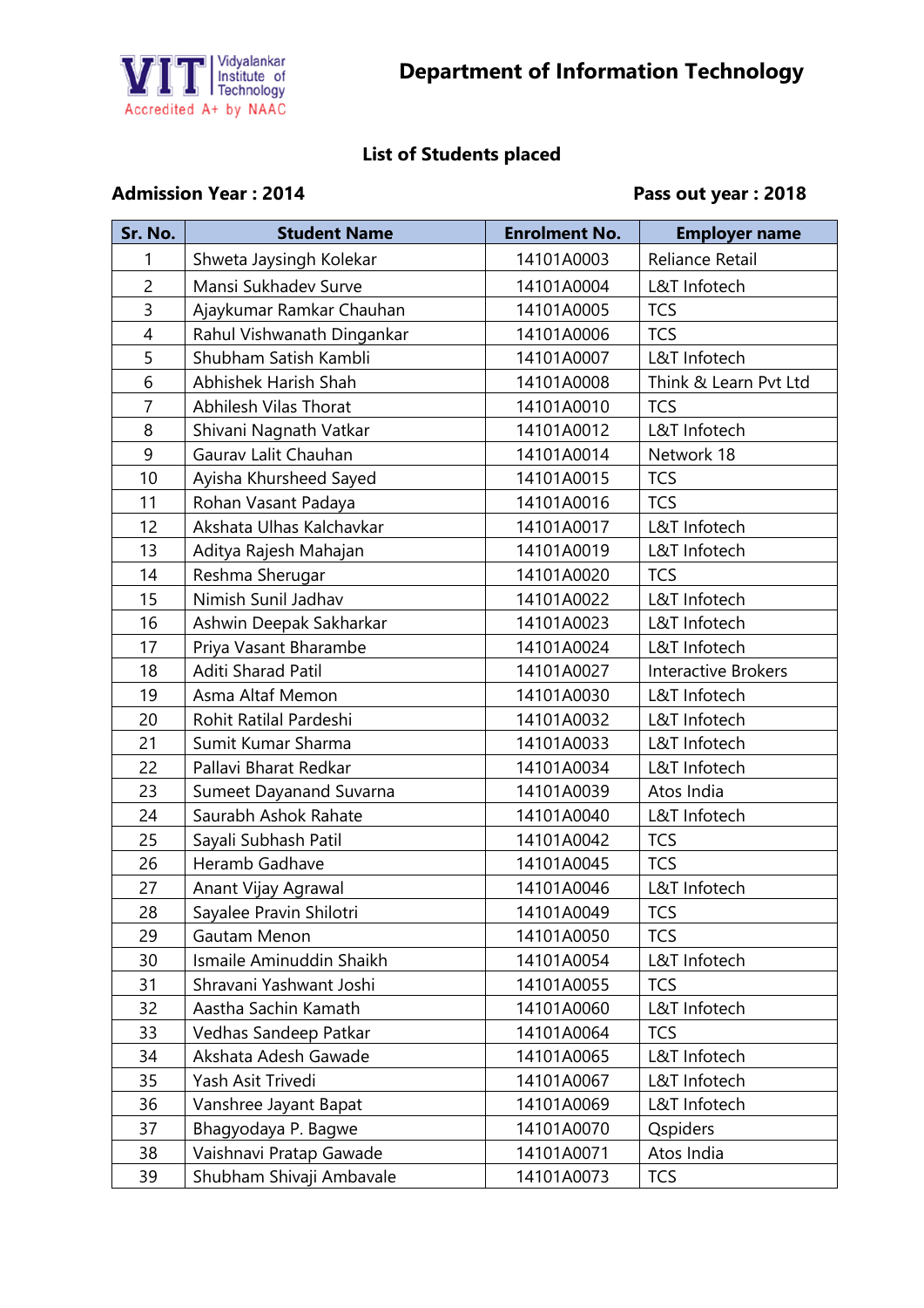Vidyalankar Institute of Technology
Accredited A+ by NAAC

# Department of Information Technology

## List of Students placed

**Admission Year : 2014** **Pass out year : 2018**

| Sr. No. | Student Name | Enrolment No. | Employer name |
|---|---|---|---|
| 1 | Shweta Jaysingh Kolekar | 14101A0003 | Reliance Retail |
| 2 | Mansi Sukhadev Surve | 14101A0004 | L&T Infotech |
| 3 | Ajaykumar Ramkar Chauhan | 14101A0005 | TCS |
| 4 | Rahul Vishwanath Dingankar | 14101A0006 | TCS |
| 5 | Shubham Satish Kambli | 14101A0007 | L&T Infotech |
| 6 | Abhishek Harish Shah | 14101A0008 | Think & Learn Pvt Ltd |
| 7 | Abhilesh Vilas Thorat | 14101A0010 | TCS |
| 8 | Shivani Nagnath Vatkar | 14101A0012 | L&T Infotech |
| 9 | Gaurav Lalit Chauhan | 14101A0014 | Network 18 |
| 10 | Ayisha Khursheed Sayed | 14101A0015 | TCS |
| 11 | Rohan Vasant Padaya | 14101A0016 | TCS |
| 12 | Akshata Ulhas Kalchavkar | 14101A0017 | L&T Infotech |
| 13 | Aditya Rajesh Mahajan | 14101A0019 | L&T Infotech |
| 14 | Reshma Sherugar | 14101A0020 | TCS |
| 15 | Nimish Sunil Jadhav | 14101A0022 | L&T Infotech |
| 16 | Ashwin Deepak Sakharkar | 14101A0023 | L&T Infotech |
| 17 | Priya Vasant Bharambe | 14101A0024 | L&T Infotech |
| 18 | Aditi Sharad Patil | 14101A0027 | Interactive Brokers |
| 19 | Asma Altaf Memon | 14101A0030 | L&T Infotech |
| 20 | Rohit Ratilal Pardeshi | 14101A0032 | L&T Infotech |
| 21 | Sumit Kumar Sharma | 14101A0033 | L&T Infotech |
| 22 | Pallavi Bharat Redkar | 14101A0034 | L&T Infotech |
| 23 | Sumeet Dayanand Suvarna | 14101A0039 | Atos India |
| 24 | Saurabh Ashok Rahate | 14101A0040 | L&T Infotech |
| 25 | Sayali Subhash Patil | 14101A0042 | TCS |
| 26 | Heramb Gadhave | 14101A0045 | TCS |
| 27 | Anant Vijay Agrawal | 14101A0046 | L&T Infotech |
| 28 | Sayalee Pravin Shilotri | 14101A0049 | TCS |
| 29 | Gautam Menon | 14101A0050 | TCS |
| 30 | Ismaile Aminuddin Shaikh | 14101A0054 | L&T Infotech |
| 31 | Shravani Yashwant Joshi | 14101A0055 | TCS |
| 32 | Aastha Sachin Kamath | 14101A0060 | L&T Infotech |
| 33 | Vedhas Sandeep Patkar | 14101A0064 | TCS |
| 34 | Akshata Adesh Gawade | 14101A0065 | L&T Infotech |
| 35 | Yash Asit Trivedi | 14101A0067 | L&T Infotech |
| 36 | Vanshree Jayant Bapat | 14101A0069 | L&T Infotech |
| 37 | Bhagyodaya P. Bagwe | 14101A0070 | Qspiders |
| 38 | Vaishnavi Pratap Gawade | 14101A0071 | Atos India |
| 39 | Shubham Shivaji Ambavale | 14101A0073 | TCS |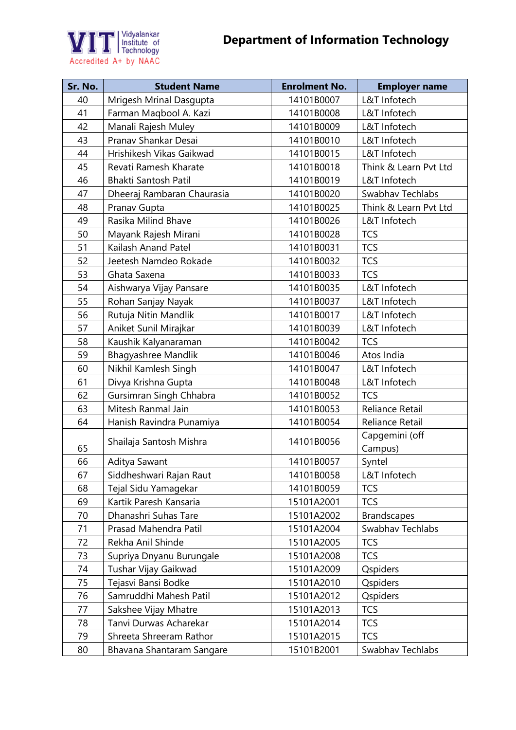# Department of Information Technology

| Sr. No. | Student Name | Enrolment No. | Employer name |
|---|---|---|---|
| 40 | Mrigesh Mrinal Dasgupta | 14101B0007 | L&T Infotech |
| 41 | Farman Maqbool A. Kazi | 14101B0008 | L&T Infotech |
| 42 | Manali Rajesh Muley | 14101B0009 | L&T Infotech |
| 43 | Pranav Shankar Desai | 14101B0010 | L&T Infotech |
| 44 | Hrishikesh Vikas Gaikwad | 14101B0015 | L&T Infotech |
| 45 | Revati Ramesh Kharate | 14101B0018 | Think & Learn Pvt Ltd |
| 46 | Bhakti Santosh Patil | 14101B0019 | L&T Infotech |
| 47 | Dheeraj Rambaran Chaurasia | 14101B0020 | Swabhav Techlabs |
| 48 | Pranav Gupta | 14101B0025 | Think & Learn Pvt Ltd |
| 49 | Rasika Milind Bhave | 14101B0026 | L&T Infotech |
| 50 | Mayank Rajesh Mirani | 14101B0028 | TCS |
| 51 | Kailash Anand Patel | 14101B0031 | TCS |
| 52 | Jeetesh Namdeo Rokade | 14101B0032 | TCS |
| 53 | Ghata Saxena | 14101B0033 | TCS |
| 54 | Aishwarya Vijay Pansare | 14101B0035 | L&T Infotech |
| 55 | Rohan Sanjay Nayak | 14101B0037 | L&T Infotech |
| 56 | Rutuja Nitin Mandlik | 14101B0017 | L&T Infotech |
| 57 | Aniket Sunil Mirajkar | 14101B0039 | L&T Infotech |
| 58 | Kaushik Kalyanaraman | 14101B0042 | TCS |
| 59 | Bhagyashree Mandlik | 14101B0046 | Atos India |
| 60 | Nikhil Kamlesh Singh | 14101B0047 | L&T Infotech |
| 61 | Divya Krishna Gupta | 14101B0048 | L&T Infotech |
| 62 | Gursimran Singh Chhabra | 14101B0052 | TCS |
| 63 | Mitesh Ranmal Jain | 14101B0053 | Reliance Retail |
| 64 | Hanish Ravindra Punamiya | 14101B0054 | Reliance Retail |
| 65 | Shailaja Santosh Mishra | 14101B0056 | Capgemini (off Campus) |
| 66 | Aditya Sawant | 14101B0057 | Syntel |
| 67 | Siddheshwari Rajan Raut | 14101B0058 | L&T Infotech |
| 68 | Tejal Sidu Yamagekar | 14101B0059 | TCS |
| 69 | Kartik Paresh Kansaria | 15101A2001 | TCS |
| 70 | Dhanashri Suhas Tare | 15101A2002 | Brandscapes |
| 71 | Prasad Mahendra Patil | 15101A2004 | Swabhav Techlabs |
| 72 | Rekha Anil Shinde | 15101A2005 | TCS |
| 73 | Supriya Dnyanu Burungale | 15101A2008 | TCS |
| 74 | Tushar Vijay Gaikwad | 15101A2009 | Qspiders |
| 75 | Tejasvi Bansi Bodke | 15101A2010 | Qspiders |
| 76 | Samruddhi Mahesh Patil | 15101A2012 | Qspiders |
| 77 | Sakshee Vijay Mhatre | 15101A2013 | TCS |
| 78 | Tanvi Durwas Acharekar | 15101A2014 | TCS |
| 79 | Shreeta Shreeram Rathor | 15101A2015 | TCS |
| 80 | Bhavana Shantaram Sangare | 15101B2001 | Swabhav Techlabs |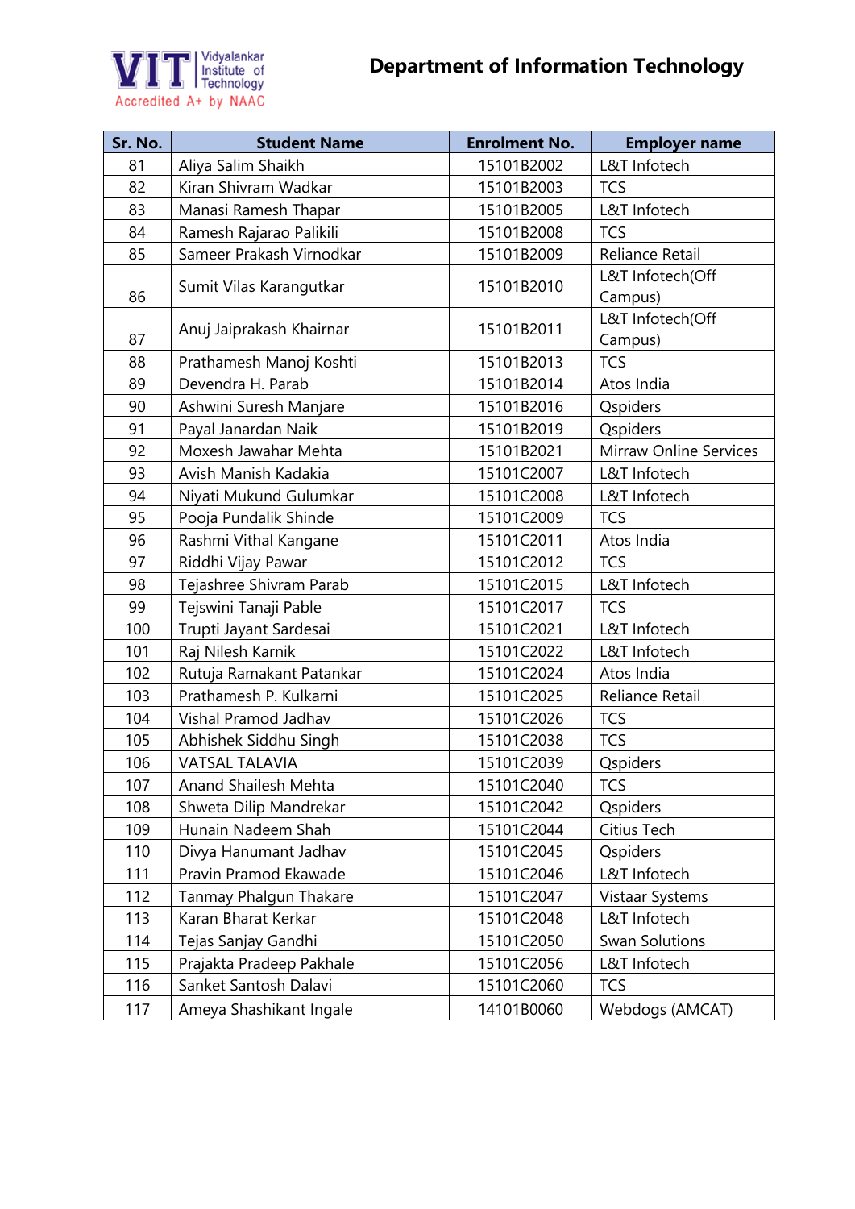# Department of Information Technology

| Sr. No. | Student Name | Enrolment No. | Employer name |
|---|---|---|---|
| 81 | Aliya Salim Shaikh | 15101B2002 | L&T Infotech |
| 82 | Kiran Shivram Wadkar | 15101B2003 | TCS |
| 83 | Manasi Ramesh Thapar | 15101B2005 | L&T Infotech |
| 84 | Ramesh Rajarao Palikili | 15101B2008 | TCS |
| 85 | Sameer Prakash Virnodkar | 15101B2009 | Reliance Retail |
| 86 | Sumit Vilas Karangutkar | 15101B2010 | L&T Infotech(Off Campus) |
| 87 | Anuj Jaiprakash Khairnar | 15101B2011 | L&T Infotech(Off Campus) |
| 88 | Prathamesh Manoj Koshti | 15101B2013 | TCS |
| 89 | Devendra H. Parab | 15101B2014 | Atos India |
| 90 | Ashwini Suresh Manjare | 15101B2016 | Qspiders |
| 91 | Payal Janardan Naik | 15101B2019 | Qspiders |
| 92 | Moxesh Jawahar Mehta | 15101B2021 | Mirraw Online Services |
| 93 | Avish Manish Kadakia | 15101C2007 | L&T Infotech |
| 94 | Niyati Mukund Gulumkar | 15101C2008 | L&T Infotech |
| 95 | Pooja Pundalik Shinde | 15101C2009 | TCS |
| 96 | Rashmi Vithal Kangane | 15101C2011 | Atos India |
| 97 | Riddhi Vijay Pawar | 15101C2012 | TCS |
| 98 | Tejashree Shivram Parab | 15101C2015 | L&T Infotech |
| 99 | Tejswini Tanaji Pable | 15101C2017 | TCS |
| 100 | Trupti Jayant Sardesai | 15101C2021 | L&T Infotech |
| 101 | Raj Nilesh Karnik | 15101C2022 | L&T Infotech |
| 102 | Rutuja Ramakant Patankar | 15101C2024 | Atos India |
| 103 | Prathamesh P. Kulkarni | 15101C2025 | Reliance Retail |
| 104 | Vishal Pramod Jadhav | 15101C2026 | TCS |
| 105 | Abhishek Siddhu Singh | 15101C2038 | TCS |
| 106 | VATSAL TALAVIA | 15101C2039 | Qspiders |
| 107 | Anand Shailesh Mehta | 15101C2040 | TCS |
| 108 | Shweta Dilip Mandrekar | 15101C2042 | Qspiders |
| 109 | Hunain Nadeem Shah | 15101C2044 | Citius Tech |
| 110 | Divya Hanumant Jadhav | 15101C2045 | Qspiders |
| 111 | Pravin Pramod Ekawade | 15101C2046 | L&T Infotech |
| 112 | Tanmay Phalgun Thakare | 15101C2047 | Vistaar Systems |
| 113 | Karan Bharat Kerkar | 15101C2048 | L&T Infotech |
| 114 | Tejas Sanjay Gandhi | 15101C2050 | Swan Solutions |
| 115 | Prajakta Pradeep Pakhale | 15101C2056 | L&T Infotech |
| 116 | Sanket Santosh Dalavi | 15101C2060 | TCS |
| 117 | Ameya Shashikant Ingale | 14101B0060 | Webdogs (AMCAT) |